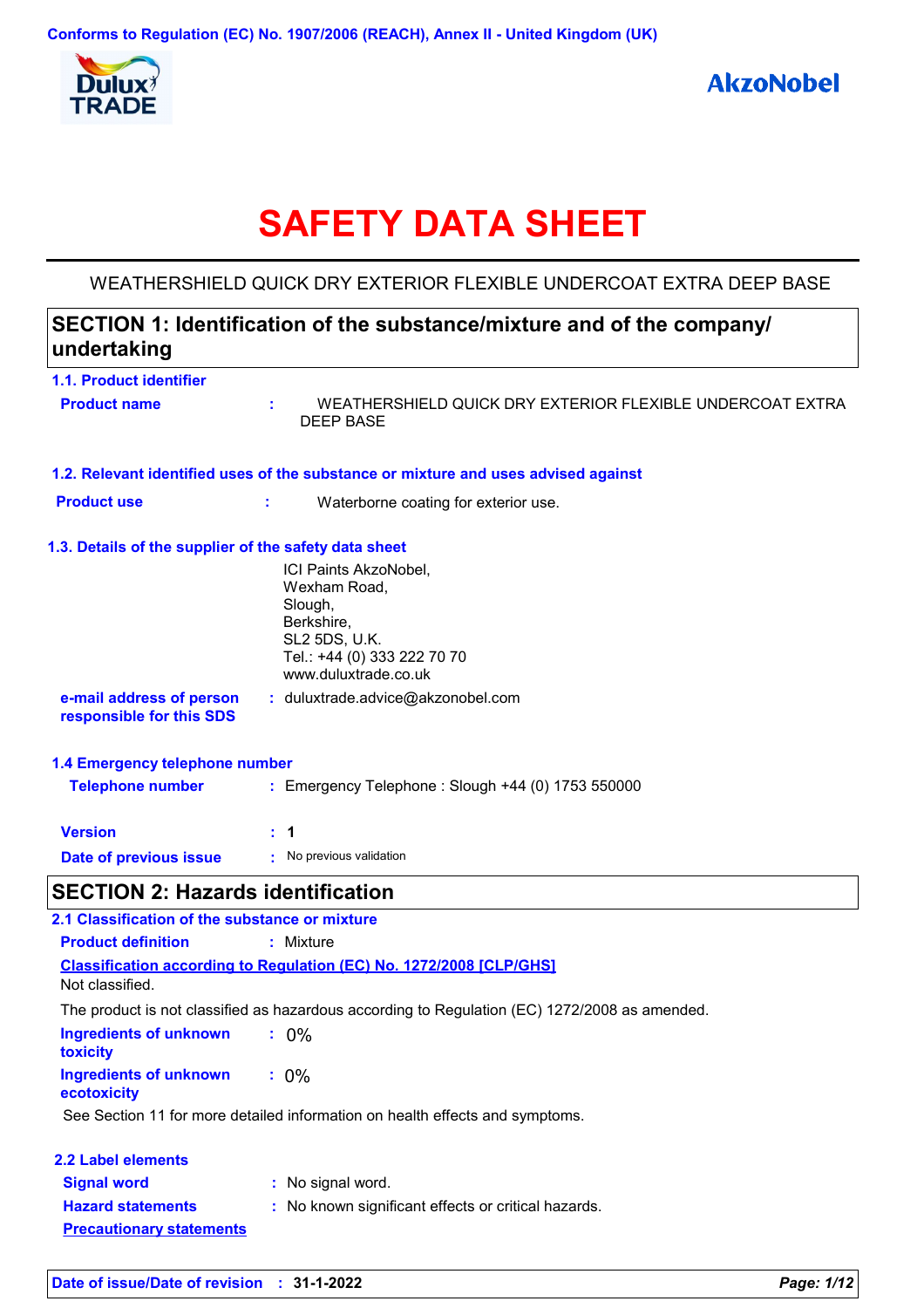Conforms to Regulation (EC) No. 1907/2006 (REACH), Annex II - United Kingdom (UK)

# SAFETY DATA SHEET

WEATHERSHIELD QUICK DRY EXTERIOR FLEXIBLE UNDERCOAT EXTRA DEEP BASE

## SECTION 1: Identification of the substance/mixture and of the company/ undertaking

### 1.1. Product identifier

**Product name** : WEATHERSHIELD QUICK DRY EXTERIOR FLEXIBLE UNDERCOAT EXTRA DEEP BASE

### 1.2. Relevant identified uses of the substance or mixture and uses advised against

**Product use** : Waterborne coating for exterior use.

### 1.3. Details of the supplier of the safety data sheet

ICI Paints AkzoNobel,
Wexham Road,
Slough,
Berkshire,
SL2 5DS, U.K.
Tel.: +44 (0) 333 222 70 70
www.duluxtrade.co.uk

**e-mail address of person responsible for this SDS** : duluxtrade.advice@akzonobel.com

### 1.4 Emergency telephone number

**Telephone number** : Emergency Telephone : Slough +44 (0) 1753 550000

**Version** : 1

**Date of previous issue** : No previous validation

## SECTION 2: Hazards identification

### 2.1 Classification of the substance or mixture

**Product definition** : Mixture

**Classification according to Regulation (EC) No. 1272/2008 [CLP/GHS]**

Not classified.

The product is not classified as hazardous according to Regulation (EC) 1272/2008 as amended.

**Ingredients of unknown toxicity** : 0%

**Ingredients of unknown ecotoxicity** : 0%

See Section 11 for more detailed information on health effects and symptoms.

### 2.2 Label elements

**Signal word** : No signal word.

**Hazard statements** : No known significant effects or critical hazards.

**Precautionary statements**

**Date of issue/Date of revision** : 31-1-2022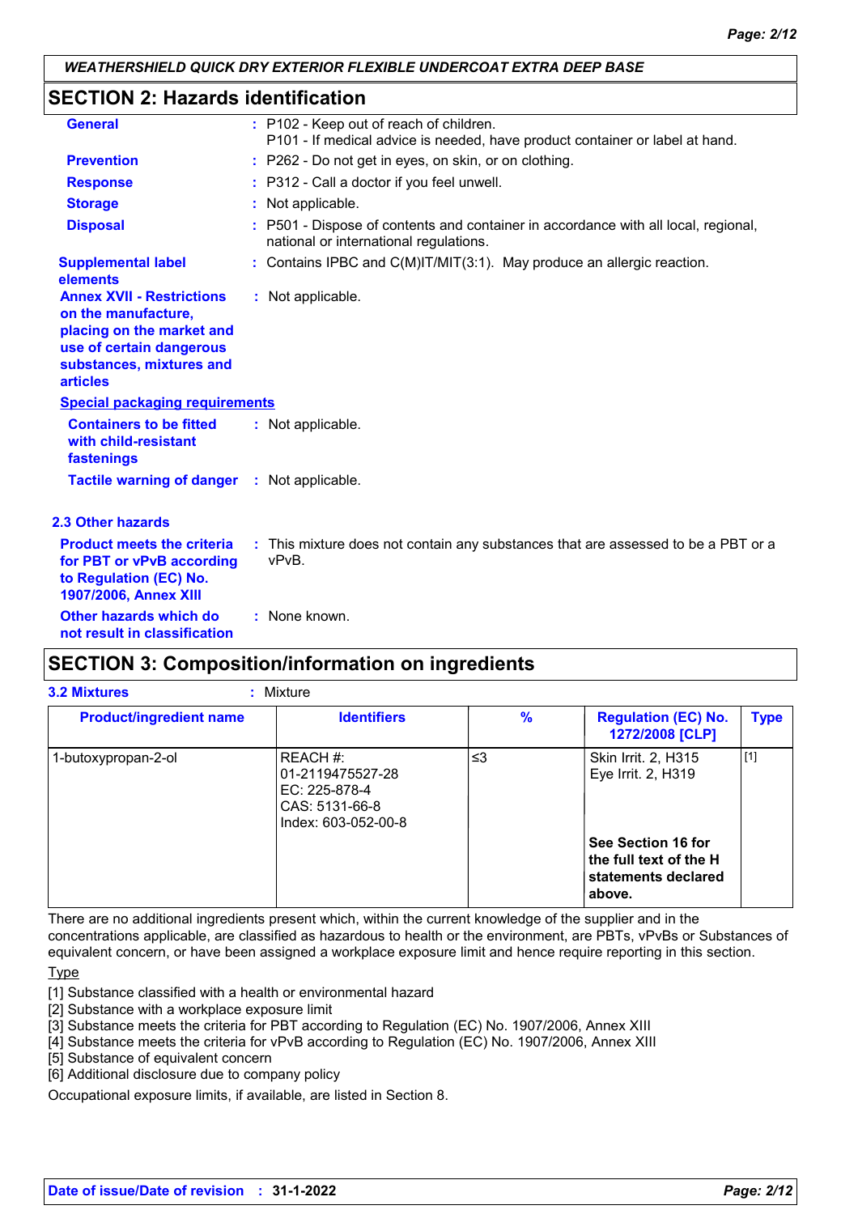**WEATHERSHIELD QUICK DRY EXTERIOR FLEXIBLE UNDERCOAT EXTRA DEEP BASE**

## SECTION 2: Hazards identification

**General** : P102 - Keep out of reach of children.
P101 - If medical advice is needed, have product container or label at hand.

**Prevention** : P262 - Do not get in eyes, on skin, or on clothing.

**Response** : P312 - Call a doctor if you feel unwell.

**Storage** : Not applicable.

**Disposal** : P501 - Dispose of contents and container in accordance with all local, regional, national or international regulations.

**Supplemental label elements** : Contains IPBC and C(M)IT/MIT(3:1). May produce an allergic reaction.

**Annex XVII - Restrictions on the manufacture, placing on the market and use of certain dangerous substances, mixtures and articles** : Not applicable.

**Special packaging requirements**

**Containers to be fitted with child-resistant fastenings** : Not applicable.

**Tactile warning of danger** : Not applicable.

### 2.3 Other hazards

**Product meets the criteria for PBT or vPvB according to Regulation (EC) No. 1907/2006, Annex XIII** : This mixture does not contain any substances that are assessed to be a PBT or a vPvB.

**Other hazards which do not result in classification** : None known.

## SECTION 3: Composition/information on ingredients

**3.2 Mixtures** : Mixture

| Product/ingredient name | Identifiers | % | Regulation (EC) No. 1272/2008 [CLP] | Type |
|---|---|---|---|---|
| 1-butoxypropan-2-ol | REACH #: 01-2119475527-28<br>EC: 225-878-4<br>CAS: 5131-66-8<br>Index: 603-052-00-8 | ≤3 | Skin Irrit. 2, H315<br>Eye Irrit. 2, H319 | [1] |
| | | | **See Section 16 for the full text of the H statements declared above.** | |

There are no additional ingredients present which, within the current knowledge of the supplier and in the concentrations applicable, are classified as hazardous to health or the environment, are PBTs, vPvBs or Substances of equivalent concern, or have been assigned a workplace exposure limit and hence require reporting in this section.

Type

[1] Substance classified with a health or environmental hazard
[2] Substance with a workplace exposure limit
[3] Substance meets the criteria for PBT according to Regulation (EC) No. 1907/2006, Annex XIII
[4] Substance meets the criteria for vPvB according to Regulation (EC) No. 1907/2006, Annex XIII
[5] Substance of equivalent concern
[6] Additional disclosure due to company policy

Occupational exposure limits, if available, are listed in Section 8.

**Date of issue/Date of revision** : **31-1-2022**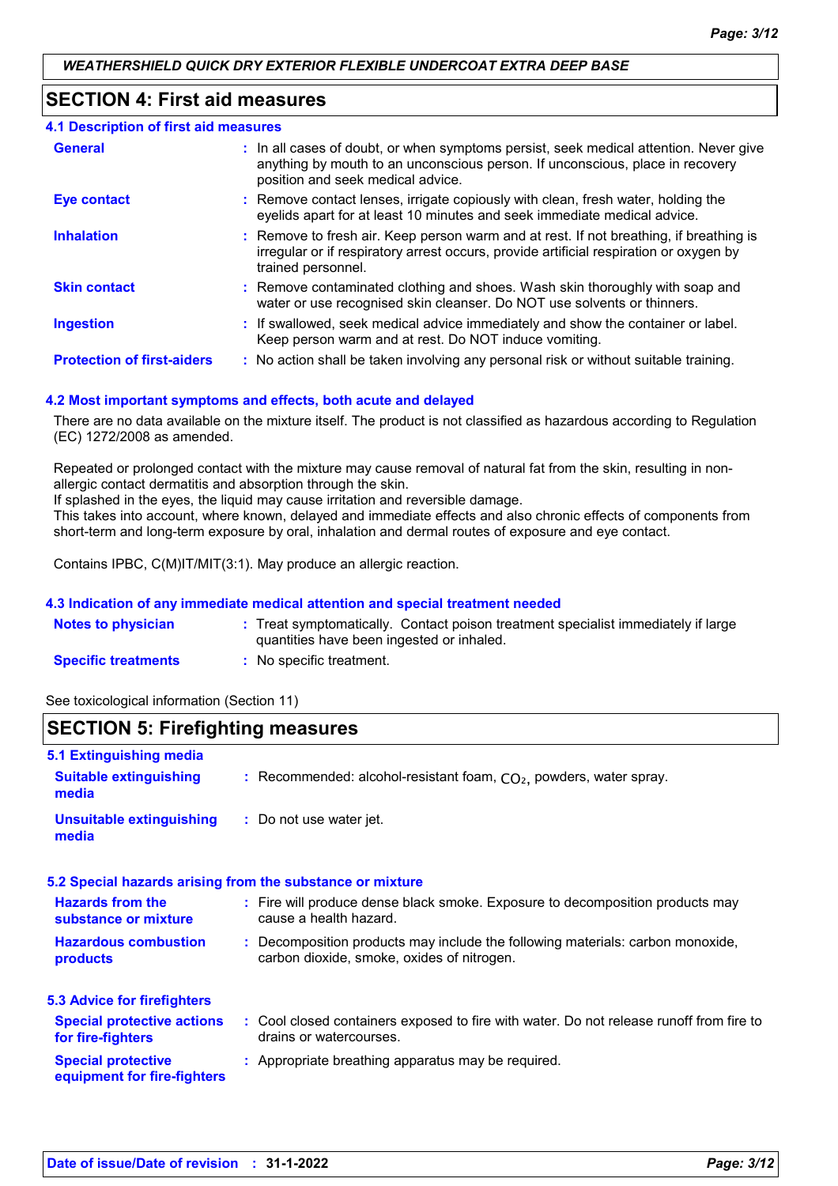## SECTION 4: First aid measures

### 4.1 Description of first aid measures

| | |
|---|---|
| **General** | In all cases of doubt, or when symptoms persist, seek medical attention. Never give anything by mouth to an unconscious person. If unconscious, place in recovery position and seek medical advice. |
| **Eye contact** | Remove contact lenses, irrigate copiously with clean, fresh water, holding the eyelids apart for at least 10 minutes and seek immediate medical advice. |
| **Inhalation** | Remove to fresh air. Keep person warm and at rest. If not breathing, if breathing is irregular or if respiratory arrest occurs, provide artificial respiration or oxygen by trained personnel. |
| **Skin contact** | Remove contaminated clothing and shoes. Wash skin thoroughly with soap and water or use recognised skin cleanser. Do NOT use solvents or thinners. |
| **Ingestion** | If swallowed, seek medical advice immediately and show the container or label. Keep person warm and at rest. Do NOT induce vomiting. |
| **Protection of first-aiders** | No action shall be taken involving any personal risk or without suitable training. |

### 4.2 Most important symptoms and effects, both acute and delayed

There are no data available on the mixture itself. The product is not classified as hazardous according to Regulation (EC) 1272/2008 as amended.

Repeated or prolonged contact with the mixture may cause removal of natural fat from the skin, resulting in non-allergic contact dermatitis and absorption through the skin.
If splashed in the eyes, the liquid may cause irritation and reversible damage.
This takes into account, where known, delayed and immediate effects and also chronic effects of components from short-term and long-term exposure by oral, inhalation and dermal routes of exposure and eye contact.

Contains IPBC, C(M)IT/MIT(3:1). May produce an allergic reaction.

### 4.3 Indication of any immediate medical attention and special treatment needed

| | |
|---|---|
| **Notes to physician** | Treat symptomatically. Contact poison treatment specialist immediately if large quantities have been ingested or inhaled. |
| **Specific treatments** | No specific treatment. |

See toxicological information (Section 11)

## SECTION 5: Firefighting measures

### 5.1 Extinguishing media

| | |
|---|---|
| **Suitable extinguishing media** | Recommended: alcohol-resistant foam, $CO_2$, powders, water spray. |
| **Unsuitable extinguishing media** | Do not use water jet. |

### 5.2 Special hazards arising from the substance or mixture

| | |
|---|---|
| **Hazards from the substance or mixture** | Fire will produce dense black smoke. Exposure to decomposition products may cause a health hazard. |
| **Hazardous combustion products** | Decomposition products may include the following materials: carbon monoxide, carbon dioxide, smoke, oxides of nitrogen. |

### 5.3 Advice for firefighters

| | |
|---|---|
| **Special protective actions for fire-fighters** | Cool closed containers exposed to fire with water. Do not release runoff from fire to drains or watercourses. |
| **Special protective equipment for fire-fighters** | Appropriate breathing apparatus may be required. |

**Date of issue/Date of revision** : **31-1-2022**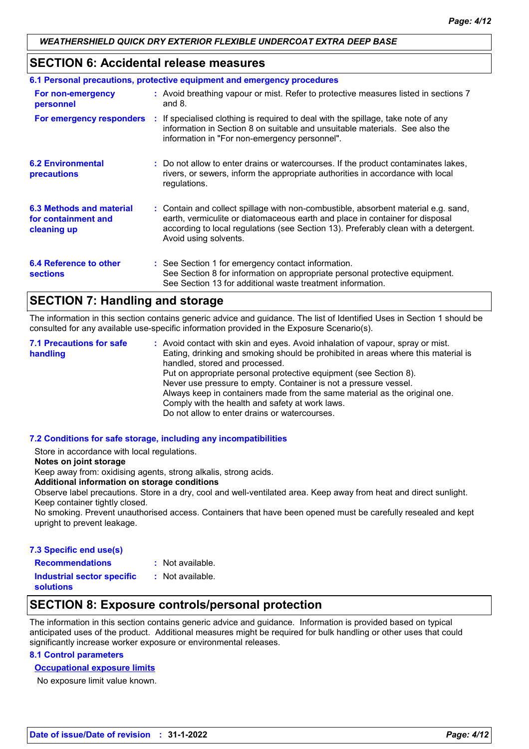## SECTION 6: Accidental release measures

### 6.1 Personal precautions, protective equipment and emergency procedures

**For non-emergency personnel** : Avoid breathing vapour or mist. Refer to protective measures listed in sections 7 and 8.

**For emergency responders** : If specialised clothing is required to deal with the spillage, take note of any information in Section 8 on suitable and unsuitable materials. See also the information in "For non-emergency personnel".

**6.2 Environmental precautions** : Do not allow to enter drains or watercourses. If the product contaminates lakes, rivers, or sewers, inform the appropriate authorities in accordance with local regulations.

**6.3 Methods and material for containment and cleaning up** : Contain and collect spillage with non-combustible, absorbent material e.g. sand, earth, vermiculite or diatomaceous earth and place in container for disposal according to local regulations (see Section 13). Preferably clean with a detergent. Avoid using solvents.

**6.4 Reference to other sections** : See Section 1 for emergency contact information.
See Section 8 for information on appropriate personal protective equipment.
See Section 13 for additional waste treatment information.

## SECTION 7: Handling and storage

The information in this section contains generic advice and guidance. The list of Identified Uses in Section 1 should be consulted for any available use-specific information provided in the Exposure Scenario(s).

**7.1 Precautions for safe handling** : Avoid contact with skin and eyes. Avoid inhalation of vapour, spray or mist.
Eating, drinking and smoking should be prohibited in areas where this material is handled, stored and processed.
Put on appropriate personal protective equipment (see Section 8).
Never use pressure to empty. Container is not a pressure vessel.
Always keep in containers made from the same material as the original one.
Comply with the health and safety at work laws.
Do not allow to enter drains or watercourses.

### 7.2 Conditions for safe storage, including any incompatibilities

Store in accordance with local regulations.

**Notes on joint storage**

Keep away from: oxidising agents, strong alkalis, strong acids.

**Additional information on storage conditions**

Observe label precautions. Store in a dry, cool and well-ventilated area. Keep away from heat and direct sunlight. Keep container tightly closed.
No smoking. Prevent unauthorised access. Containers that have been opened must be carefully resealed and kept upright to prevent leakage.

### 7.3 Specific end use(s)

**Recommendations** : Not available.

**Industrial sector specific solutions** : Not available.

## SECTION 8: Exposure controls/personal protection

The information in this section contains generic advice and guidance. Information is provided based on typical anticipated uses of the product. Additional measures might be required for bulk handling or other uses that could significantly increase worker exposure or environmental releases.

### 8.1 Control parameters

**Occupational exposure limits**

No exposure limit value known.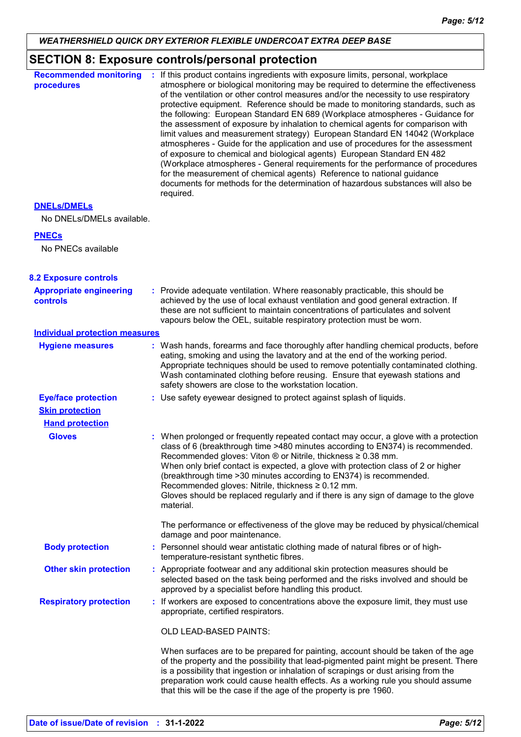## SECTION 8: Exposure controls/personal protection

**Recommended monitoring procedures** : If this product contains ingredients with exposure limits, personal, workplace atmosphere or biological monitoring may be required to determine the effectiveness of the ventilation or other control measures and/or the necessity to use respiratory protective equipment. Reference should be made to monitoring standards, such as the following: European Standard EN 689 (Workplace atmospheres - Guidance for the assessment of exposure by inhalation to chemical agents for comparison with limit values and measurement strategy) European Standard EN 14042 (Workplace atmospheres - Guide for the application and use of procedures for the assessment of exposure to chemical and biological agents) European Standard EN 482 (Workplace atmospheres - General requirements for the performance of procedures for the measurement of chemical agents) Reference to national guidance documents for methods for the determination of hazardous substances will also be required.

**DNELs/DMELs**

No DNELs/DMELs available.

**PNECs**

No PNECs available

### 8.2 Exposure controls

**Appropriate engineering controls** : Provide adequate ventilation. Where reasonably practicable, this should be achieved by the use of local exhaust ventilation and good general extraction. If these are not sufficient to maintain concentrations of particulates and solvent vapours below the OEL, suitable respiratory protection must be worn.

**Individual protection measures**

**Hygiene measures** : Wash hands, forearms and face thoroughly after handling chemical products, before eating, smoking and using the lavatory and at the end of the working period. Appropriate techniques should be used to remove potentially contaminated clothing. Wash contaminated clothing before reusing. Ensure that eyewash stations and safety showers are close to the workstation location.

**Eye/face protection** : Use safety eyewear designed to protect against splash of liquids.

**Skin protection**

**Hand protection**

**Gloves** : When prolonged or frequently repeated contact may occur, a glove with a protection class of 6 (breakthrough time >480 minutes according to EN374) is recommended. Recommended gloves: Viton ® or Nitrile, thickness ≥ 0.38 mm.
When only brief contact is expected, a glove with protection class of 2 or higher (breakthrough time >30 minutes according to EN374) is recommended. Recommended gloves: Nitrile, thickness ≥ 0.12 mm.
Gloves should be replaced regularly and if there is any sign of damage to the glove material.

The performance or effectiveness of the glove may be reduced by physical/chemical damage and poor maintenance.

**Body protection** : Personnel should wear antistatic clothing made of natural fibres or of high-temperature-resistant synthetic fibres.

**Other skin protection** : Appropriate footwear and any additional skin protection measures should be selected based on the task being performed and the risks involved and should be approved by a specialist before handling this product.

**Respiratory protection** : If workers are exposed to concentrations above the exposure limit, they must use appropriate, certified respirators.

OLD LEAD-BASED PAINTS:

When surfaces are to be prepared for painting, account should be taken of the age of the property and the possibility that lead-pigmented paint might be present. There is a possibility that ingestion or inhalation of scrapings or dust arising from the preparation work could cause health effects. As a working rule you should assume that this will be the case if the age of the property is pre 1960.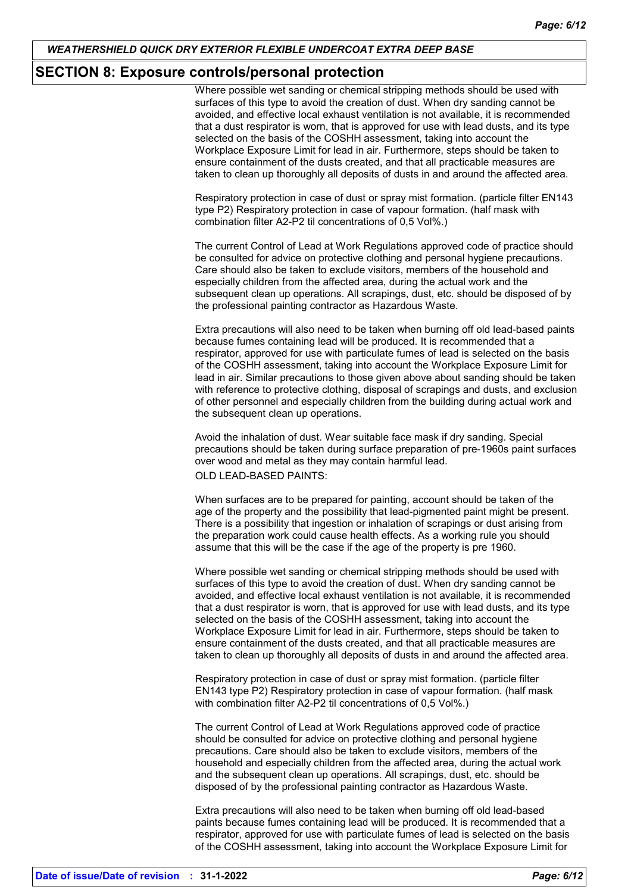## SECTION 8: Exposure controls/personal protection

Where possible wet sanding or chemical stripping methods should be used with surfaces of this type to avoid the creation of dust. When dry sanding cannot be avoided, and effective local exhaust ventilation is not available, it is recommended that a dust respirator is worn, that is approved for use with lead dusts, and its type selected on the basis of the COSHH assessment, taking into account the Workplace Exposure Limit for lead in air. Furthermore, steps should be taken to ensure containment of the dusts created, and that all practicable measures are taken to clean up thoroughly all deposits of dusts in and around the affected area.

Respiratory protection in case of dust or spray mist formation. (particle filter EN143 type P2) Respiratory protection in case of vapour formation. (half mask with combination filter A2-P2 til concentrations of 0,5 Vol%.)

The current Control of Lead at Work Regulations approved code of practice should be consulted for advice on protective clothing and personal hygiene precautions. Care should also be taken to exclude visitors, members of the household and especially children from the affected area, during the actual work and the subsequent clean up operations. All scrapings, dust, etc. should be disposed of by the professional painting contractor as Hazardous Waste.

Extra precautions will also need to be taken when burning off old lead-based paints because fumes containing lead will be produced. It is recommended that a respirator, approved for use with particulate fumes of lead is selected on the basis of the COSHH assessment, taking into account the Workplace Exposure Limit for lead in air. Similar precautions to those given above about sanding should be taken with reference to protective clothing, disposal of scrapings and dusts, and exclusion of other personnel and especially children from the building during actual work and the subsequent clean up operations.

Avoid the inhalation of dust. Wear suitable face mask if dry sanding. Special precautions should be taken during surface preparation of pre-1960s paint surfaces over wood and metal as they may contain harmful lead.

OLD LEAD-BASED PAINTS:

When surfaces are to be prepared for painting, account should be taken of the age of the property and the possibility that lead-pigmented paint might be present. There is a possibility that ingestion or inhalation of scrapings or dust arising from the preparation work could cause health effects. As a working rule you should assume that this will be the case if the age of the property is pre 1960.

Where possible wet sanding or chemical stripping methods should be used with surfaces of this type to avoid the creation of dust. When dry sanding cannot be avoided, and effective local exhaust ventilation is not available, it is recommended that a dust respirator is worn, that is approved for use with lead dusts, and its type selected on the basis of the COSHH assessment, taking into account the Workplace Exposure Limit for lead in air. Furthermore, steps should be taken to ensure containment of the dusts created, and that all practicable measures are taken to clean up thoroughly all deposits of dusts in and around the affected area.

Respiratory protection in case of dust or spray mist formation. (particle filter EN143 type P2) Respiratory protection in case of vapour formation. (half mask with combination filter A2-P2 til concentrations of 0,5 Vol%.)

The current Control of Lead at Work Regulations approved code of practice should be consulted for advice on protective clothing and personal hygiene precautions. Care should also be taken to exclude visitors, members of the household and especially children from the affected area, during the actual work and the subsequent clean up operations. All scrapings, dust, etc. should be disposed of by the professional painting contractor as Hazardous Waste.

Extra precautions will also need to be taken when burning off old lead-based paints because fumes containing lead will be produced. It is recommended that a respirator, approved for use with particulate fumes of lead is selected on the basis of the COSHH assessment, taking into account the Workplace Exposure Limit for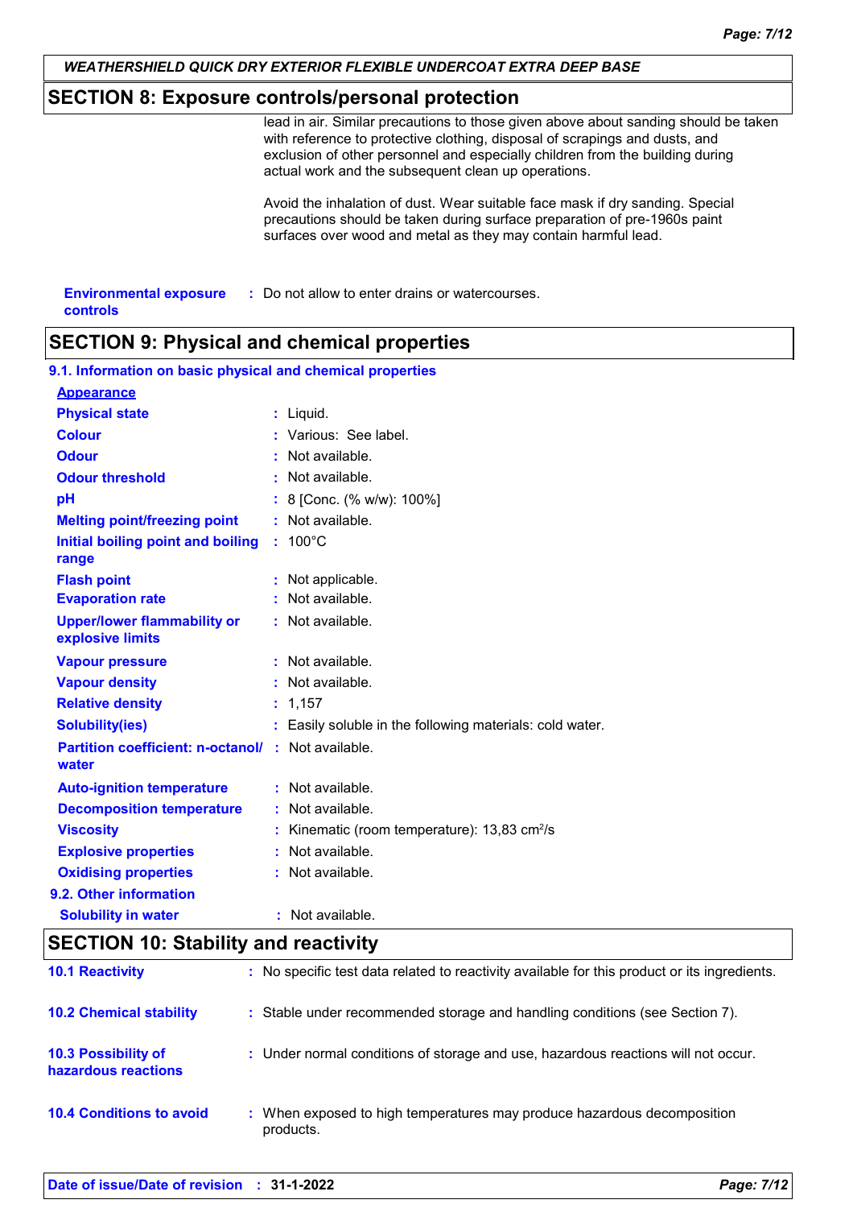## SECTION 8: Exposure controls/personal protection

lead in air. Similar precautions to those given above about sanding should be taken with reference to protective clothing, disposal of scrapings and dusts, and exclusion of other personnel and especially children from the building during actual work and the subsequent clean up operations.

Avoid the inhalation of dust. Wear suitable face mask if dry sanding. Special precautions should be taken during surface preparation of pre-1960s paint surfaces over wood and metal as they may contain harmful lead.

**Environmental exposure controls** : Do not allow to enter drains or watercourses.

## SECTION 9: Physical and chemical properties

### 9.1. Information on basic physical and chemical properties

**Appearance**

| Property | Value |
|---|---|
| Physical state | Liquid. |
| Colour | Various: See label. |
| Odour | Not available. |
| Odour threshold | Not available. |
| pH | 8 [Conc. (% w/w): 100%] |
| Melting point/freezing point | Not available. |
| Initial boiling point and boiling range | 100°C |
| Flash point | Not applicable. |
| Evaporation rate | Not available. |
| Upper/lower flammability or explosive limits | Not available. |
| Vapour pressure | Not available. |
| Vapour density | Not available. |
| Relative density | 1,157 |
| Solubility(ies) | Easily soluble in the following materials: cold water. |
| Partition coefficient: n-octanol/water | Not available. |
| Auto-ignition temperature | Not available. |
| Decomposition temperature | Not available. |
| Viscosity | Kinematic (room temperature): 13,83 $cm^2/s$ |
| Explosive properties | Not available. |
| Oxidising properties | Not available. |

### 9.2. Other information

| Property | Value |
|---|---|
| Solubility in water | Not available. |

## SECTION 10: Stability and reactivity

**10.1 Reactivity** : No specific test data related to reactivity available for this product or its ingredients.

**10.2 Chemical stability** : Stable under recommended storage and handling conditions (see Section 7).

**10.3 Possibility of hazardous reactions** : Under normal conditions of storage and use, hazardous reactions will not occur.

**10.4 Conditions to avoid** : When exposed to high temperatures may produce hazardous decomposition products.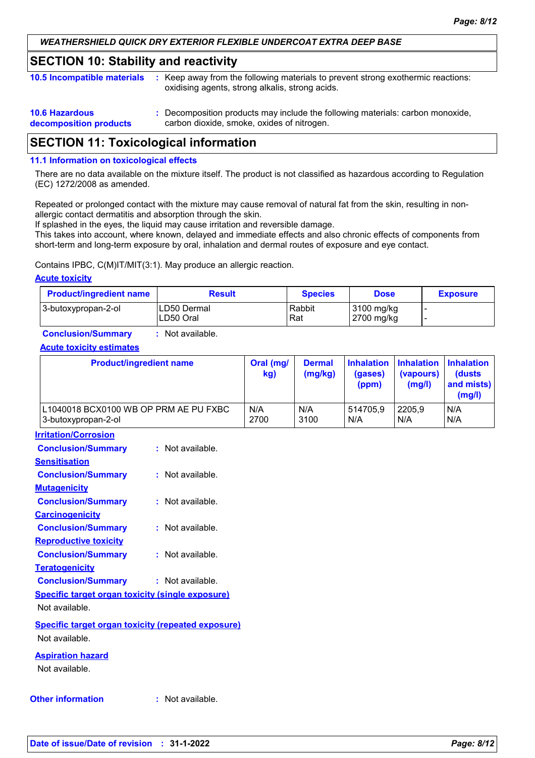## SECTION 10: Stability and reactivity

**10.5 Incompatible materials** : Keep away from the following materials to prevent strong exothermic reactions: oxidising agents, strong alkalis, strong acids.

**10.6 Hazardous decomposition products** : Decomposition products may include the following materials: carbon monoxide, carbon dioxide, smoke, oxides of nitrogen.

## SECTION 11: Toxicological information

### 11.1 Information on toxicological effects

There are no data available on the mixture itself. The product is not classified as hazardous according to Regulation (EC) 1272/2008 as amended.

Repeated or prolonged contact with the mixture may cause removal of natural fat from the skin, resulting in non-allergic contact dermatitis and absorption through the skin.
If splashed in the eyes, the liquid may cause irritation and reversible damage.
This takes into account, where known, delayed and immediate effects and also chronic effects of components from short-term and long-term exposure by oral, inhalation and dermal routes of exposure and eye contact.

Contains IPBC, C(M)IT/MIT(3:1). May produce an allergic reaction.

**Acute toxicity**

| Product/ingredient name | Result | Species | Dose | Exposure |
|---|---|---|---|---|
| 3-butoxypropan-2-ol | LD50 Dermal<br>LD50 Oral | Rabbit<br>Rat | 3100 mg/kg<br>2700 mg/kg | -<br>- |

**Conclusion/Summary** : Not available.

**Acute toxicity estimates**

| Product/ingredient name | Oral (mg/kg) | Dermal (mg/kg) | Inhalation (gases) (ppm) | Inhalation (vapours) (mg/l) | Inhalation (dusts and mists) (mg/l) |
|---|---|---|---|---|---|
| L1040018 BCX0100 WB OP PRM AE PU FXBC | N/A | N/A | 514705,9 | 2205,9 | N/A |
| 3-butoxypropan-2-ol | 2700 | 3100 | N/A | N/A | N/A |

**Irritation/Corrosion**

**Conclusion/Summary** : Not available.

**Sensitisation**

**Conclusion/Summary** : Not available.

**Mutagenicity**

**Conclusion/Summary** : Not available.

**Carcinogenicity**

**Conclusion/Summary** : Not available.

**Reproductive toxicity**

**Conclusion/Summary** : Not available.

**Teratogenicity**

**Conclusion/Summary** : Not available.

**Specific target organ toxicity (single exposure)**

Not available.

**Specific target organ toxicity (repeated exposure)**

Not available.

**Aspiration hazard**

Not available.

**Other information** : Not available.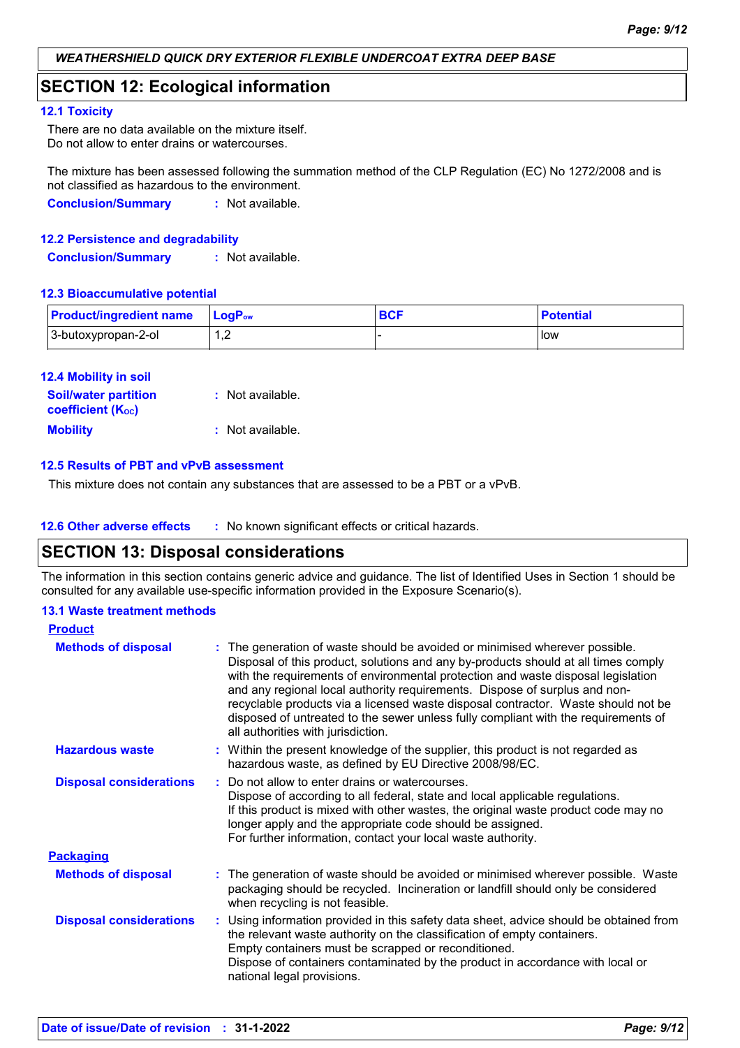## SECTION 12: Ecological information

### 12.1 Toxicity

There are no data available on the mixture itself.
Do not allow to enter drains or watercourses.

The mixture has been assessed following the summation method of the CLP Regulation (EC) No 1272/2008 and is not classified as hazardous to the environment.

**Conclusion/Summary** : Not available.

### 12.2 Persistence and degradability

**Conclusion/Summary** : Not available.

### 12.3 Bioaccumulative potential

| Product/ingredient name | $LogP_{ow}$ | BCF | Potential |
|---|---|---|---|
| 3-butoxypropan-2-ol | 1,2 | - | low |

### 12.4 Mobility in soil

**Soil/water partition coefficient ($K_{OC}$)** : Not available.

**Mobility** : Not available.

### 12.5 Results of PBT and vPvB assessment

This mixture does not contain any substances that are assessed to be a PBT or a vPvB.

### 12.6 Other adverse effects

: No known significant effects or critical hazards.

## SECTION 13: Disposal considerations

The information in this section contains generic advice and guidance. The list of Identified Uses in Section 1 should be consulted for any available use-specific information provided in the Exposure Scenario(s).

### 13.1 Waste treatment methods

**Product**

**Methods of disposal** : The generation of waste should be avoided or minimised wherever possible. Disposal of this product, solutions and any by-products should at all times comply with the requirements of environmental protection and waste disposal legislation and any regional local authority requirements. Dispose of surplus and non-recyclable products via a licensed waste disposal contractor. Waste should not be disposed of untreated to the sewer unless fully compliant with the requirements of all authorities with jurisdiction.

**Hazardous waste** : Within the present knowledge of the supplier, this product is not regarded as hazardous waste, as defined by EU Directive 2008/98/EC.

**Disposal considerations** : Do not allow to enter drains or watercourses.
Dispose of according to all federal, state and local applicable regulations.
If this product is mixed with other wastes, the original waste product code may no longer apply and the appropriate code should be assigned.
For further information, contact your local waste authority.

**Packaging**

**Methods of disposal** : The generation of waste should be avoided or minimised wherever possible. Waste packaging should be recycled. Incineration or landfill should only be considered when recycling is not feasible.

**Disposal considerations** : Using information provided in this safety data sheet, advice should be obtained from the relevant waste authority on the classification of empty containers.
Empty containers must be scrapped or reconditioned.
Dispose of containers contaminated by the product in accordance with local or national legal provisions.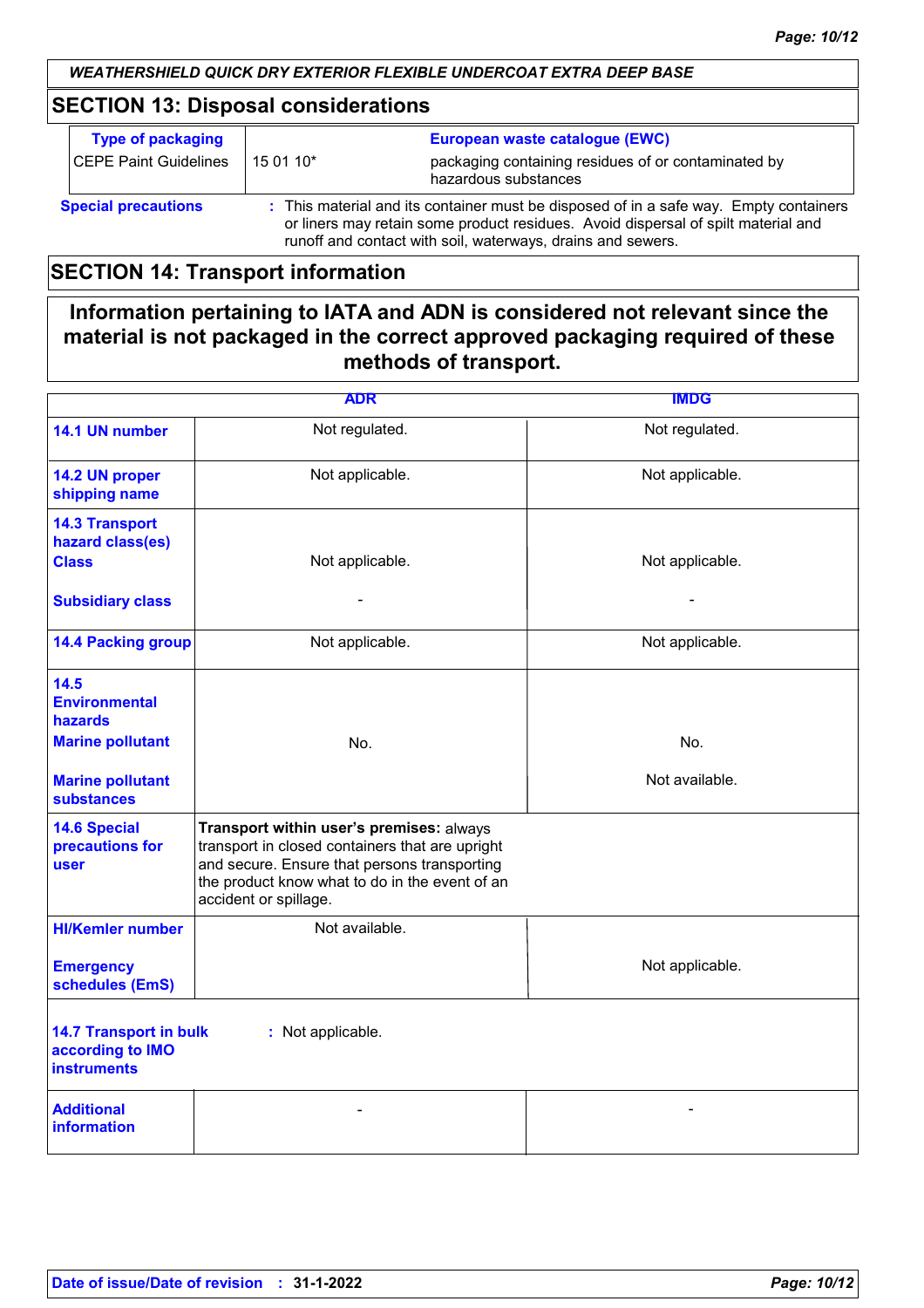## SECTION 13: Disposal considerations

| Type of packaging | | European waste catalogue (EWC) |
|---|---|---|
| CEPE Paint Guidelines | 15 01 10* | packaging containing residues of or contaminated by hazardous substances |

**Special precautions** : This material and its container must be disposed of in a safe way. Empty containers or liners may retain some product residues. Avoid dispersal of spilt material and runoff and contact with soil, waterways, drains and sewers.

## SECTION 14: Transport information

**Information pertaining to IATA and ADN is considered not relevant since the material is not packaged in the correct approved packaging required of these methods of transport.**

| | ADR | IMDG |
|---|---|---|
| **14.1 UN number** | Not regulated. | Not regulated. |
| **14.2 UN proper shipping name** | Not applicable. | Not applicable. |
| **14.3 Transport hazard class(es) Class** | Not applicable. | Not applicable. |
| **Subsidiary class** | - | - |
| **14.4 Packing group** | Not applicable. | Not applicable. |
| **14.5 Environmental hazards Marine pollutant** | No. | No. |
| **Marine pollutant substances** | | Not available. |
| **14.6 Special precautions for user** | **Transport within user's premises:** always transport in closed containers that are upright and secure. Ensure that persons transporting the product know what to do in the event of an accident or spillage. | |
| **HI/Kemler number** | Not available. | |
| **Emergency schedules (EmS)** | | Not applicable. |
| **14.7 Transport in bulk according to IMO instruments** | : Not applicable. | |
| **Additional information** | - | - |

**Date of issue/Date of revision** : **31-1-2022**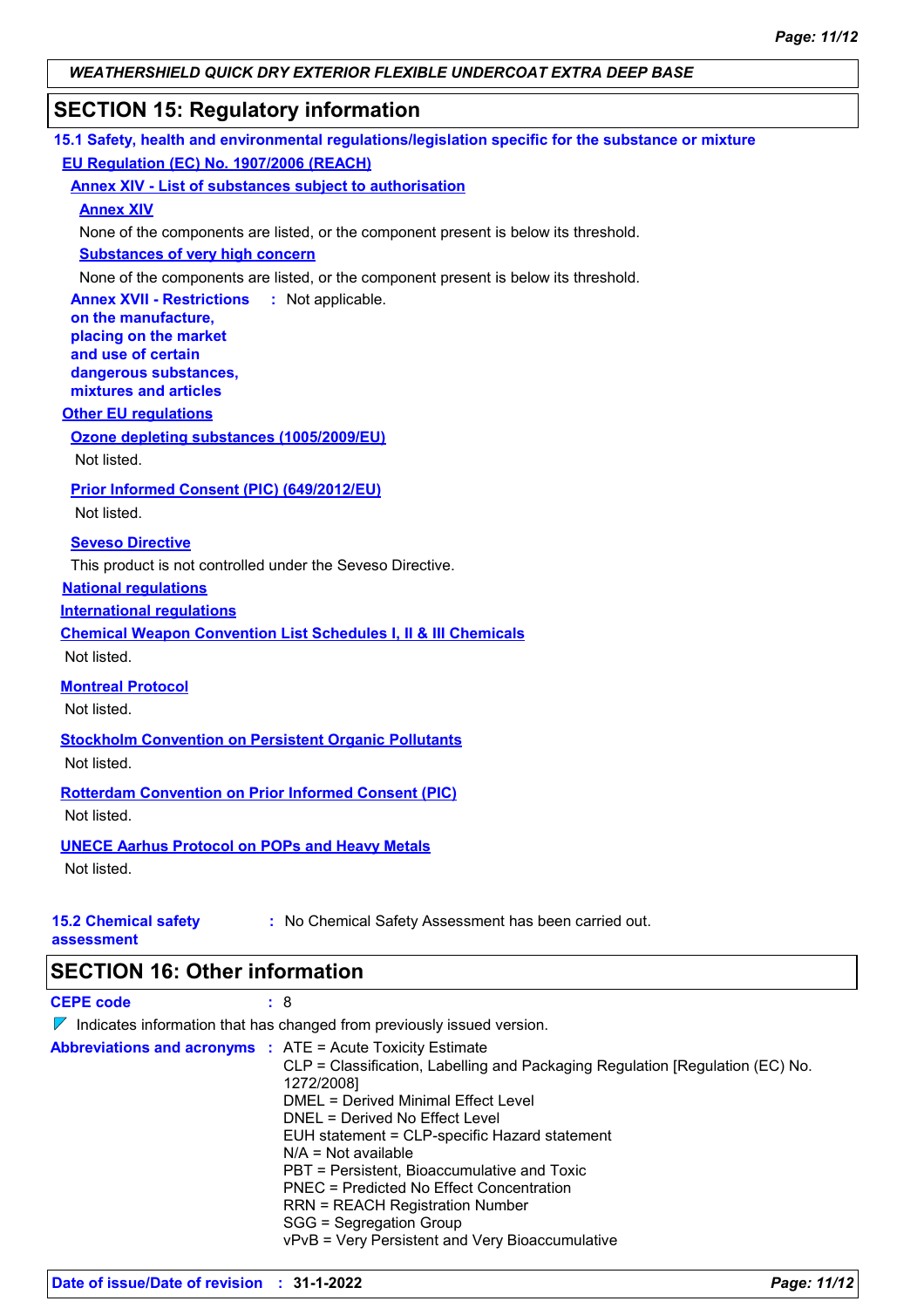## SECTION 15: Regulatory information

### 15.1 Safety, health and environmental regulations/legislation specific for the substance or mixture

**EU Regulation (EC) No. 1907/2006 (REACH)**

**Annex XIV - List of substances subject to authorisation**

**Annex XIV**

None of the components are listed, or the component present is below its threshold.

**Substances of very high concern**

None of the components are listed, or the component present is below its threshold.

**Annex XVII - Restrictions on the manufacture, placing on the market and use of certain dangerous substances, mixtures and articles** : Not applicable.

**Other EU regulations**

**Ozone depleting substances (1005/2009/EU)**

Not listed.

**Prior Informed Consent (PIC) (649/2012/EU)**

Not listed.

**Seveso Directive**

This product is not controlled under the Seveso Directive.

**National regulations**

**International regulations**

**Chemical Weapon Convention List Schedules I, II & III Chemicals**

Not listed.

**Montreal Protocol**

Not listed.

**Stockholm Convention on Persistent Organic Pollutants**

Not listed.

**Rotterdam Convention on Prior Informed Consent (PIC)**

Not listed.

**UNECE Aarhus Protocol on POPs and Heavy Metals**

Not listed.

**15.2 Chemical safety assessment** : No Chemical Safety Assessment has been carried out.

## SECTION 16: Other information

**CEPE code** : 8

Indicates information that has changed from previously issued version.

**Abbreviations and acronyms** :
ATE = Acute Toxicity Estimate
CLP = Classification, Labelling and Packaging Regulation [Regulation (EC) No. 1272/2008]
DMEL = Derived Minimal Effect Level
DNEL = Derived No Effect Level
EUH statement = CLP-specific Hazard statement
N/A = Not available
PBT = Persistent, Bioaccumulative and Toxic
PNEC = Predicted No Effect Concentration
RRN = REACH Registration Number
SGG = Segregation Group
vPvB = Very Persistent and Very Bioaccumulative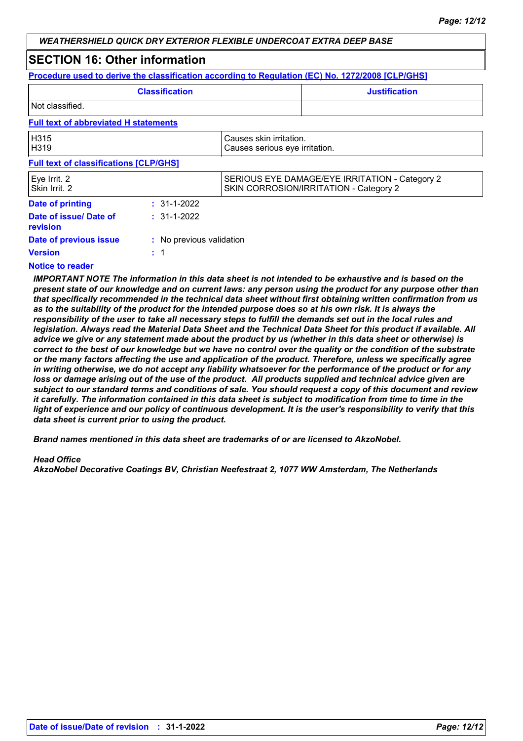## SECTION 16: Other information

**Procedure used to derive the classification according to Regulation (EC) No. 1272/2008 [CLP/GHS]**

| Classification | Justification |
|---|---|
| Not classified. | |

**Full text of abbreviated H statements**

| | |
|---|---|
| H315<br>H319 | Causes skin irritation.<br>Causes serious eye irritation. |

**Full text of classifications [CLP/GHS]**

| | |
|---|---|
| Eye Irrit. 2<br>Skin Irrit. 2 | SERIOUS EYE DAMAGE/EYE IRRITATION - Category 2<br>SKIN CORROSION/IRRITATION - Category 2 |

**Date of printing** : 31-1-2022

**Date of issue/ Date of revision** : 31-1-2022

**Date of previous issue** : No previous validation

**Version** : 1

**Notice to reader**

***IMPORTANT NOTE The information in this data sheet is not intended to be exhaustive and is based on the present state of our knowledge and on current laws: any person using the product for any purpose other than that specifically recommended in the technical data sheet without first obtaining written confirmation from us as to the suitability of the product for the intended purpose does so at his own risk. It is always the responsibility of the user to take all necessary steps to fulfill the demands set out in the local rules and legislation. Always read the Material Data Sheet and the Technical Data Sheet for this product if available. All advice we give or any statement made about the product by us (whether in this data sheet or otherwise) is correct to the best of our knowledge but we have no control over the quality or the condition of the substrate or the many factors affecting the use and application of the product. Therefore, unless we specifically agree in writing otherwise, we do not accept any liability whatsoever for the performance of the product or for any loss or damage arising out of the use of the product. All products supplied and technical advice given are subject to our standard terms and conditions of sale. You should request a copy of this document and review it carefully. The information contained in this data sheet is subject to modification from time to time in the light of experience and our policy of continuous development. It is the user's responsibility to verify that this data sheet is current prior to using the product.***

***Brand names mentioned in this data sheet are trademarks of or are licensed to AkzoNobel.***

***Head Office***
***AkzoNobel Decorative Coatings BV, Christian Neefestraat 2, 1077 WW Amsterdam, The Netherlands***